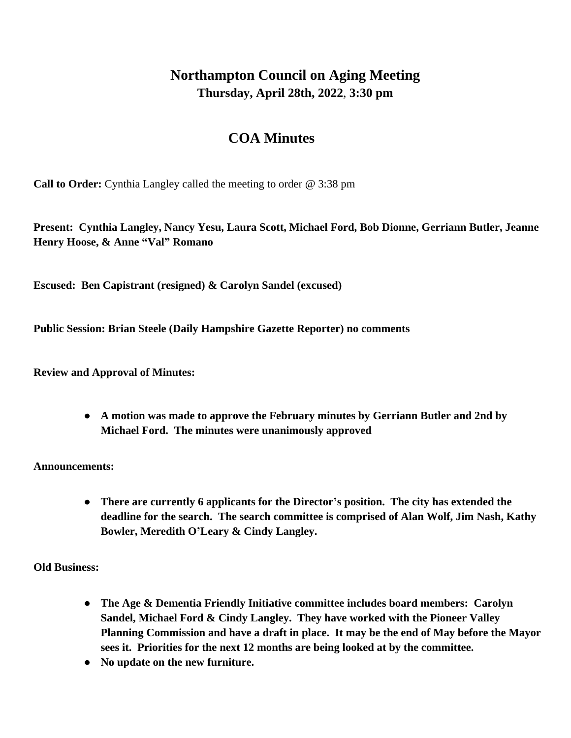# Northampton Council on Aging Meeting

**Thursday, April 28th, 2022, 3:30 pm**

## COA Minutes

**Call to Order:** Cynthia Langley called the meeting to order @ 3:38 pm

**Present: Cynthia Langley, Nancy Yesu, Laura Scott, Michael Ford, Bob Dionne, Gerriann Butler, Jeanne Henry Hoose, & Anne "Val" Romano**

**Escused: Ben Capistrant (resigned) & Carolyn Sandel (excused)**

**Public Session: Brian Steele (Daily Hampshire Gazette Reporter) no comments**

**Review and Approval of Minutes:**

- **A motion was made to approve the February minutes by Gerriann Butler and 2nd by Michael Ford. The minutes were unanimously approved**

**Announcements:**

- **There are currently 6 applicants for the Director's position. The city has extended the deadline for the search. The search committee is comprised of Alan Wolf, Jim Nash, Kathy Bowler, Meredith O'Leary & Cindy Langley.**

**Old Business:**

- **The Age & Dementia Friendly Initiative committee includes board members: Carolyn Sandel, Michael Ford & Cindy Langley. They have worked with the Pioneer Valley Planning Commission and have a draft in place. It may be the end of May before the Mayor sees it. Priorities for the next 12 months are being looked at by the committee.**
- **No update on the new furniture.**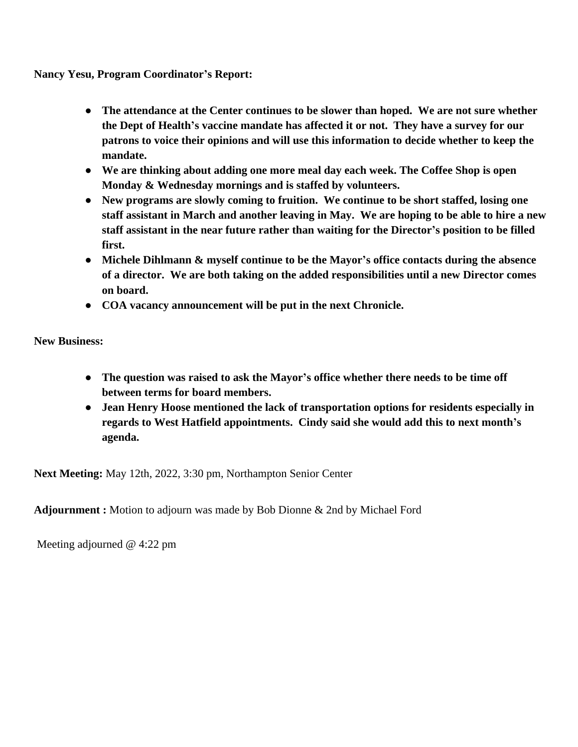**Nancy Yesu, Program Coordinator's Report:**

- **The attendance at the Center continues to be slower than hoped. We are not sure whether the Dept of Health's vaccine mandate has affected it or not. They have a survey for our patrons to voice their opinions and will use this information to decide whether to keep the mandate.**
- **We are thinking about adding one more meal day each week. The Coffee Shop is open Monday & Wednesday mornings and is staffed by volunteers.**
- **New programs are slowly coming to fruition. We continue to be short staffed, losing one staff assistant in March and another leaving in May. We are hoping to be able to hire a new staff assistant in the near future rather than waiting for the Director's position to be filled first.**
- **Michele Dihlmann & myself continue to be the Mayor's office contacts during the absence of a director. We are both taking on the added responsibilities until a new Director comes on board.**
- **COA vacancy announcement will be put in the next Chronicle.**

**New Business:**

- **The question was raised to ask the Mayor's office whether there needs to be time off between terms for board members.**
- **Jean Henry Hoose mentioned the lack of transportation options for residents especially in regards to West Hatfield appointments. Cindy said she would add this to next month's agenda.**

**Next Meeting:** May 12th, 2022, 3:30 pm, Northampton Senior Center

**Adjournment :** Motion to adjourn was made by Bob Dionne & 2nd by Michael Ford

Meeting adjourned @ 4:22 pm